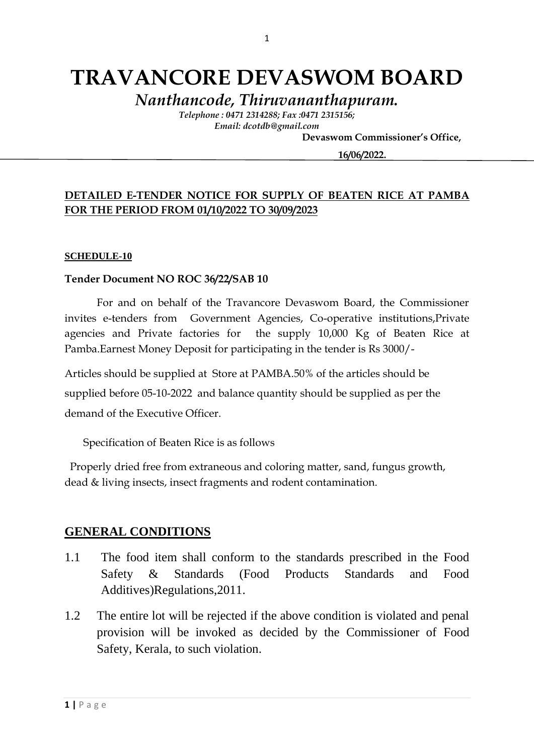# TRAVANCORE DEVASWOM BOARD

## *Nanthancode, Thiruvananthapuram.*

***Telephone : 0471 2314288; Fax :0471 2315156;***
***Email: dcotdb@gmail.com***

**Devaswom Commissioner's Office,**

**16/06/2022.**

---

**DETAILED E-TENDER NOTICE FOR SUPPLY OF BEATEN RICE AT PAMBA FOR THE PERIOD FROM 01/10/2022 TO 30/09/2023**

**SCHEDULE-10**

**Tender Document NO ROC 36/22/SAB 10**

For and on behalf of the Travancore Devaswom Board, the Commissioner invites e-tenders from Government Agencies, Co-operative institutions,Private agencies and Private factories for the supply 10,000 Kg of Beaten Rice at Pamba.Earnest Money Deposit for participating in the tender is Rs 3000/-

Articles should be supplied at Store at PAMBA.50% of the articles should be supplied before 05-10-2022 and balance quantity should be supplied as per the demand of the Executive Officer.

Specification of Beaten Rice is as follows

Properly dried free from extraneous and coloring matter, sand, fungus growth, dead & living insects, insect fragments and rodent contamination.

## GENERAL CONDITIONS

1.1 The food item shall conform to the standards prescribed in the Food Safety & Standards (Food Products Standards and Food Additives)Regulations,2011.

1.2 The entire lot will be rejected if the above condition is violated and penal provision will be invoked as decided by the Commissioner of Food Safety, Kerala, to such violation.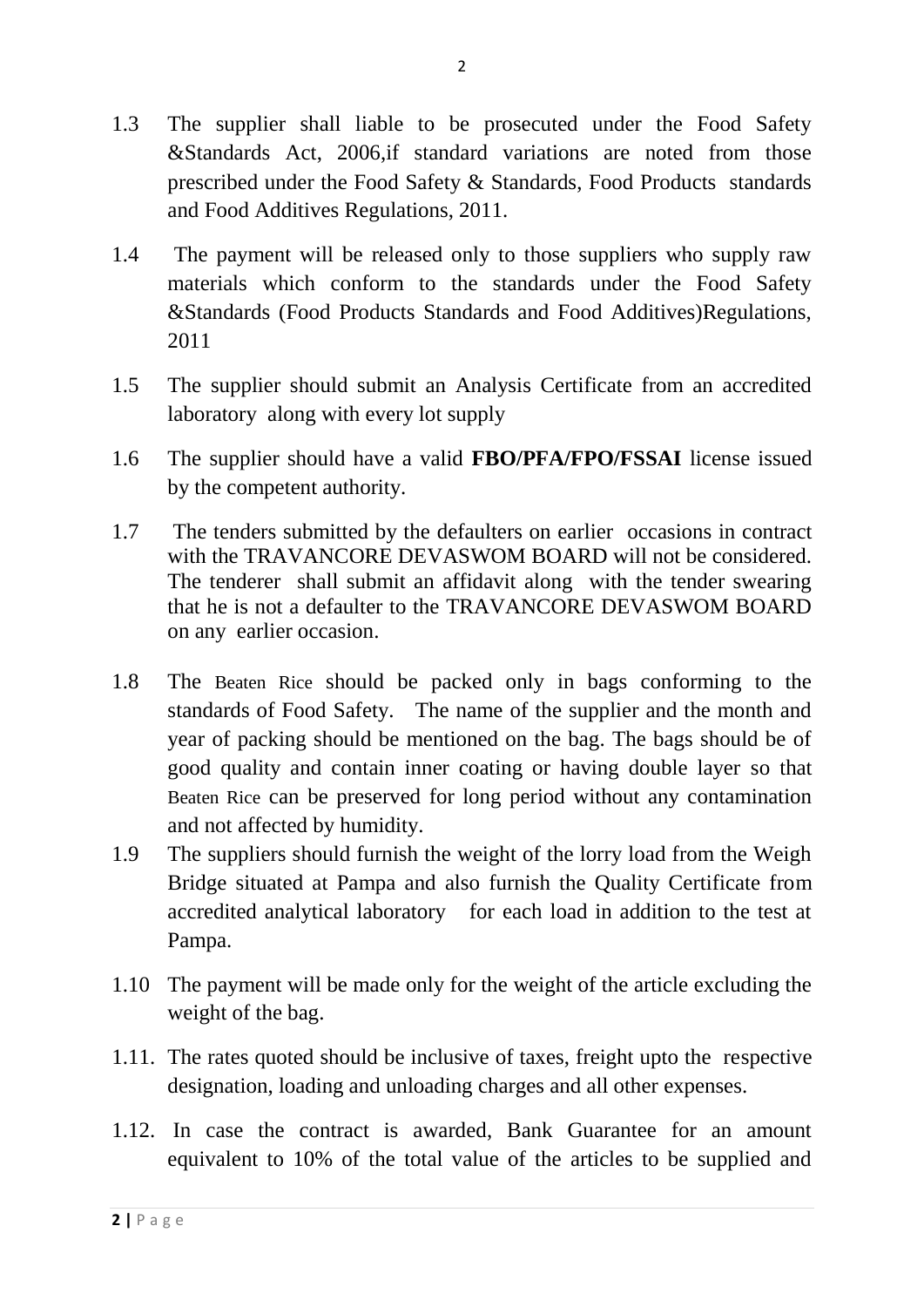1.3 The supplier shall liable to be prosecuted under the Food Safety &Standards Act, 2006,if standard variations are noted from those prescribed under the Food Safety & Standards, Food Products standards and Food Additives Regulations, 2011.

1.4 The payment will be released only to those suppliers who supply raw materials which conform to the standards under the Food Safety &Standards (Food Products Standards and Food Additives)Regulations, 2011

1.5 The supplier should submit an Analysis Certificate from an accredited laboratory along with every lot supply

1.6 The supplier should have a valid **FBO/PFA/FPO/FSSAI** license issued by the competent authority.

1.7 The tenders submitted by the defaulters on earlier occasions in contract with the TRAVANCORE DEVASWOM BOARD will not be considered. The tenderer shall submit an affidavit along with the tender swearing that he is not a defaulter to the TRAVANCORE DEVASWOM BOARD on any earlier occasion.

1.8 The Beaten Rice should be packed only in bags conforming to the standards of Food Safety. The name of the supplier and the month and year of packing should be mentioned on the bag. The bags should be of good quality and contain inner coating or having double layer so that Beaten Rice can be preserved for long period without any contamination and not affected by humidity.

1.9 The suppliers should furnish the weight of the lorry load from the Weigh Bridge situated at Pampa and also furnish the Quality Certificate from accredited analytical laboratory for each load in addition to the test at Pampa.

1.10 The payment will be made only for the weight of the article excluding the weight of the bag.

1.11. The rates quoted should be inclusive of taxes, freight upto the respective designation, loading and unloading charges and all other expenses.

1.12. In case the contract is awarded, Bank Guarantee for an amount equivalent to 10% of the total value of the articles to be supplied and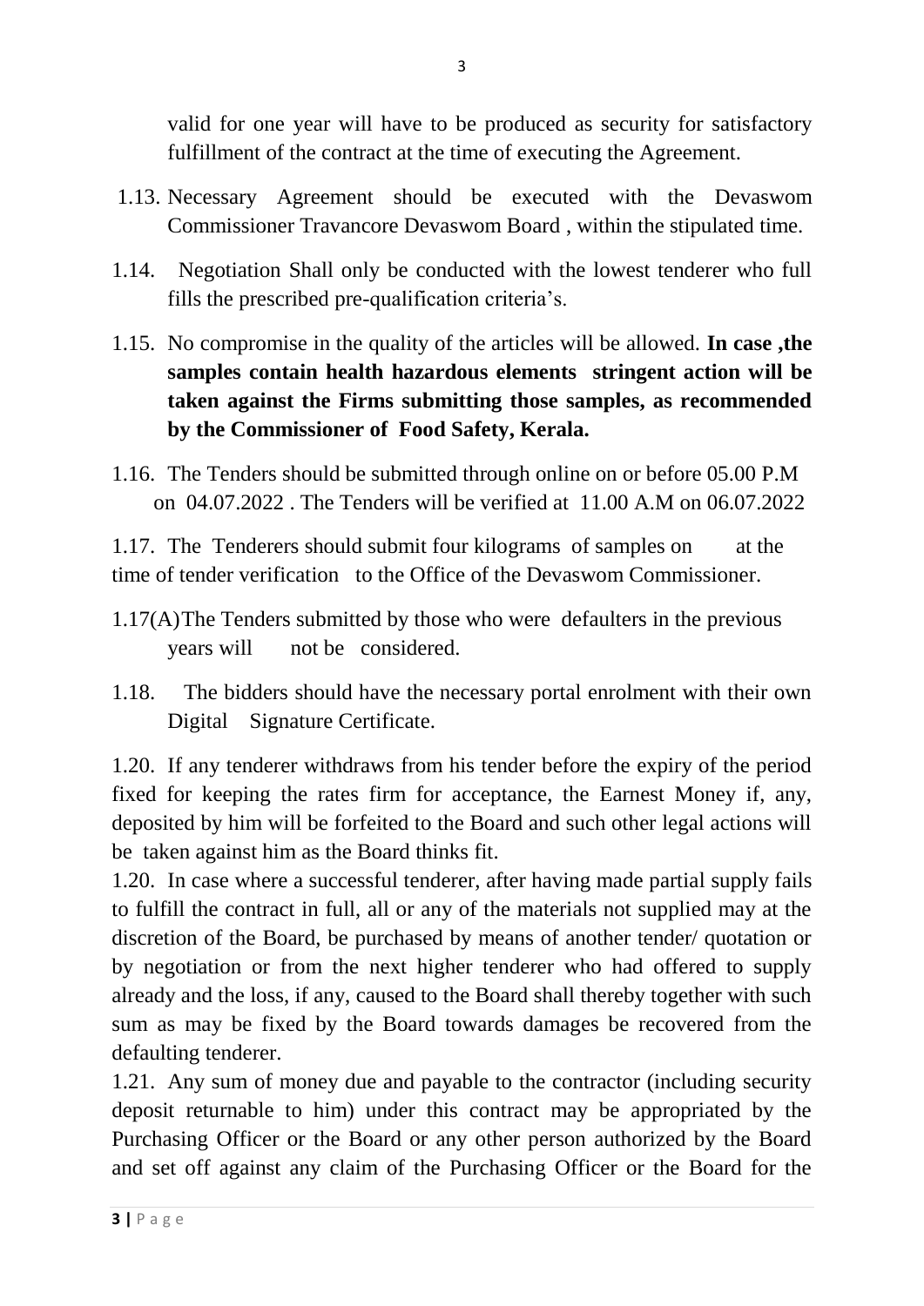valid for one year will have to be produced as security for satisfactory fulfillment of the contract at the time of executing the Agreement.

1.13. Necessary Agreement should be executed with the Devaswom Commissioner Travancore Devaswom Board , within the stipulated time.

1.14. Negotiation Shall only be conducted with the lowest tenderer who full fills the prescribed pre-qualification criteria's.

1.15. No compromise in the quality of the articles will be allowed. **In case ,the samples contain health hazardous elements stringent action will be taken against the Firms submitting those samples, as recommended by the Commissioner of Food Safety, Kerala.**

1.16. The Tenders should be submitted through online on or before 05.00 P.M on 04.07.2022 . The Tenders will be verified at 11.00 A.M on 06.07.2022

1.17. The Tenderers should submit four kilograms of samples on at the time of tender verification to the Office of the Devaswom Commissioner.

1.17(A) The Tenders submitted by those who were defaulters in the previous years will not be considered.

1.18. The bidders should have the necessary portal enrolment with their own Digital Signature Certificate.

1.20. If any tenderer withdraws from his tender before the expiry of the period fixed for keeping the rates firm for acceptance, the Earnest Money if, any, deposited by him will be forfeited to the Board and such other legal actions will be taken against him as the Board thinks fit.

1.20. In case where a successful tenderer, after having made partial supply fails to fulfill the contract in full, all or any of the materials not supplied may at the discretion of the Board, be purchased by means of another tender/ quotation or by negotiation or from the next higher tenderer who had offered to supply already and the loss, if any, caused to the Board shall thereby together with such sum as may be fixed by the Board towards damages be recovered from the defaulting tenderer.

1.21. Any sum of money due and payable to the contractor (including security deposit returnable to him) under this contract may be appropriated by the Purchasing Officer or the Board or any other person authorized by the Board and set off against any claim of the Purchasing Officer or the Board for the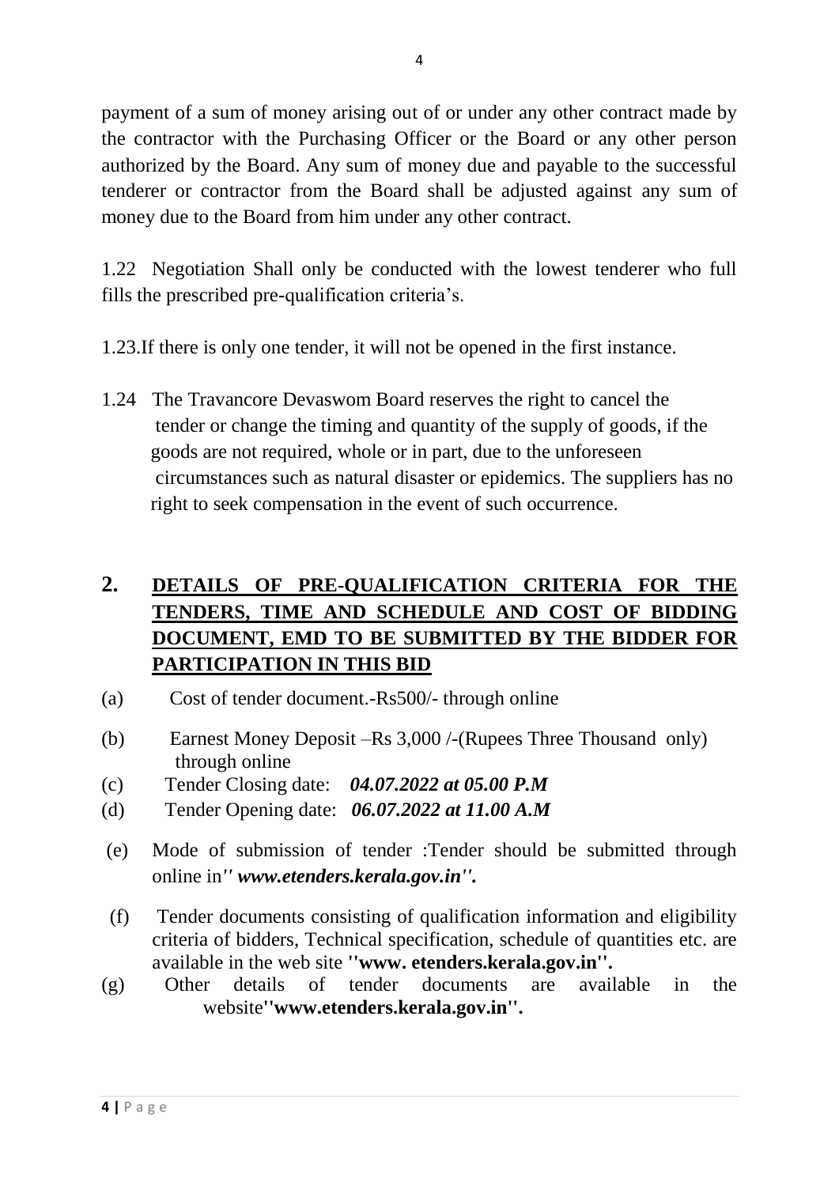payment of a sum of money arising out of or under any other contract made by the contractor with the Purchasing Officer or the Board or any other person authorized by the Board. Any sum of money due and payable to the successful tenderer or contractor from the Board shall be adjusted against any sum of money due to the Board from him under any other contract.

1.22 Negotiation Shall only be conducted with the lowest tenderer who full fills the prescribed pre-qualification criteria's.

1.23.If there is only one tender, it will not be opened in the first instance.

1.24 The Travancore Devaswom Board reserves the right to cancel the tender or change the timing and quantity of the supply of goods, if the goods are not required, whole or in part, due to the unforeseen circumstances such as natural disaster or epidemics. The suppliers has no right to seek compensation in the event of such occurrence.

## 2. DETAILS OF PRE-QUALIFICATION CRITERIA FOR THE TENDERS, TIME AND SCHEDULE AND COST OF BIDDING DOCUMENT, EMD TO BE SUBMITTED BY THE BIDDER FOR PARTICIPATION IN THIS BID

(a) Cost of tender document.-Rs500/- through online

(b) Earnest Money Deposit –Rs 3,000 /-(Rupees Three Thousand only) through online

(c) Tender Closing date: ***04.07.2022 at 05.00 P.M***

(d) Tender Opening date: ***06.07.2022 at 11.00 A.M***

(e) Mode of submission of tender :Tender should be submitted through online in***'' www.etenders.kerala.gov.in''.***

(f) Tender documents consisting of qualification information and eligibility criteria of bidders, Technical specification, schedule of quantities etc. are available in the web site **''www. etenders.kerala.gov.in''.**

(g) Other details of tender documents are available in the website**''www.etenders.kerala.gov.in''.**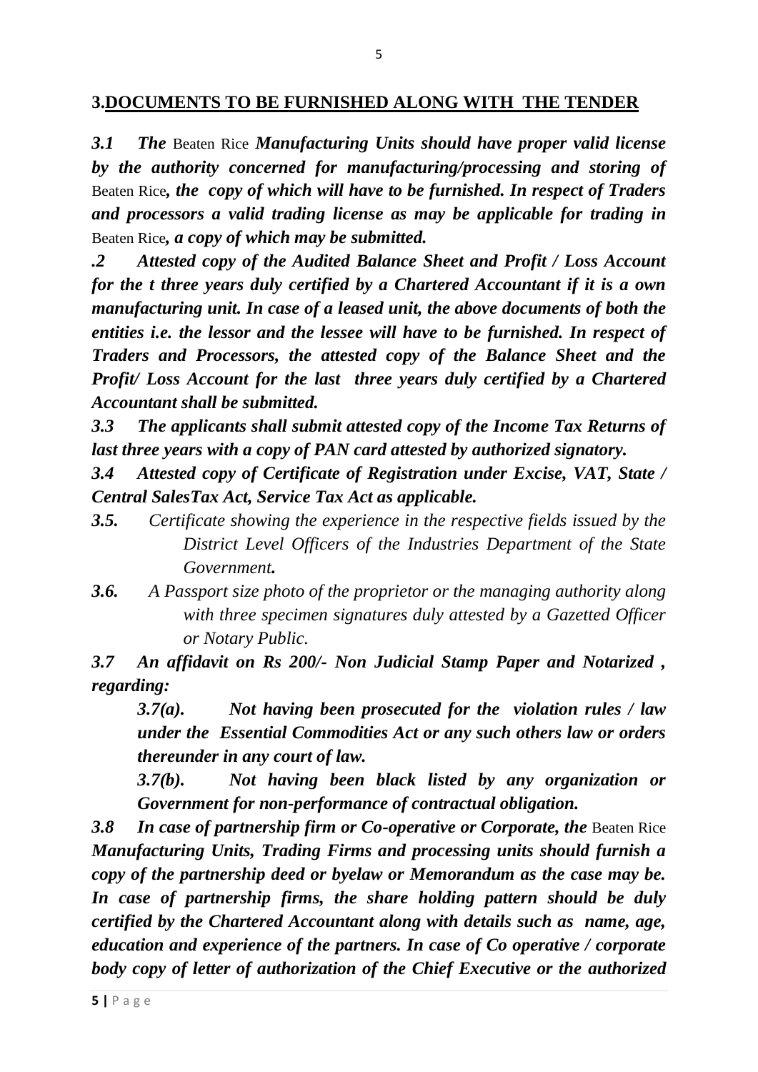## 3.DOCUMENTS TO BE FURNISHED ALONG WITH THE TENDER

***3.1 The*** Beaten Rice ***Manufacturing Units should have proper valid license by the authority concerned for manufacturing/processing and storing of*** Beaten Rice***, the copy of which will have to be furnished. In respect of Traders and processors a valid trading license as may be applicable for trading in*** Beaten Rice***, a copy of which may be submitted.***

***.2 Attested copy of the Audited Balance Sheet and Profit / Loss Account for the t three years duly certified by a Chartered Accountant if it is a own manufacturing unit. In case of a leased unit, the above documents of both the entities i.e. the lessor and the lessee will have to be furnished. In respect of Traders and Processors, the attested copy of the Balance Sheet and the Profit/ Loss Account for the last three years duly certified by a Chartered Accountant shall be submitted.***

***3.3 The applicants shall submit attested copy of the Income Tax Returns of last three years with a copy of PAN card attested by authorized signatory.***

***3.4 Attested copy of Certificate of Registration under Excise, VAT, State / Central SalesTax Act, Service Tax Act as applicable.***

***3.5.*** *Certificate showing the experience in the respective fields issued by the District Level Officers of the Industries Department of the State Government.*

***3.6.*** *A Passport size photo of the proprietor or the managing authority along with three specimen signatures duly attested by a Gazetted Officer or Notary Public.*

***3.7 An affidavit on Rs 200/- Non Judicial Stamp Paper and Notarized , regarding:***

> ***3.7(a). Not having been prosecuted for the violation rules / law under the Essential Commodities Act or any such others law or orders thereunder in any court of law.***
>
> ***3.7(b). Not having been black listed by any organization or Government for non-performance of contractual obligation.***

***3.8 In case of partnership firm or Co-operative or Corporate, the*** Beaten Rice ***Manufacturing Units, Trading Firms and processing units should furnish a copy of the partnership deed or byelaw or Memorandum as the case may be. In case of partnership firms, the share holding pattern should be duly certified by the Chartered Accountant along with details such as name, age, education and experience of the partners. In case of Co operative / corporate body copy of letter of authorization of the Chief Executive or the authorized***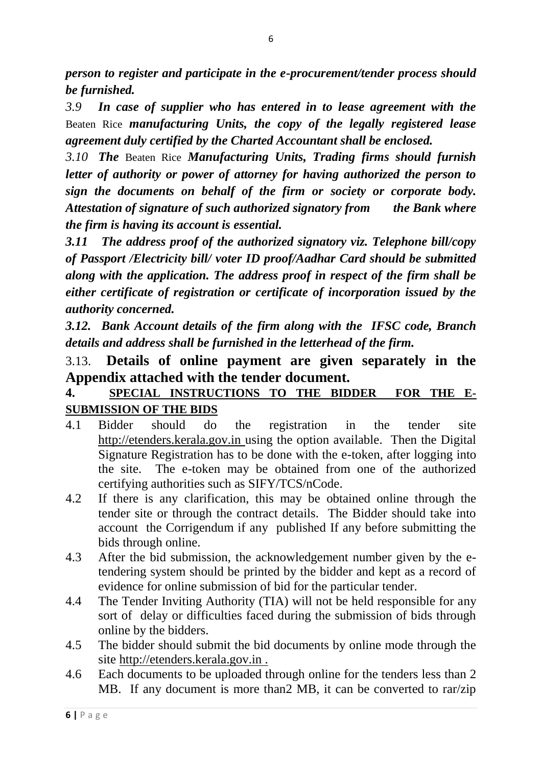***person to register and participate in the e-procurement/tender process should be furnished.***

*3.9* ***In case of supplier who has entered in to lease agreement with the*** Beaten Rice ***manufacturing Units, the copy of the legally registered lease agreement duly certified by the Charted Accountant shall be enclosed.***

*3.10* ***The*** Beaten Rice ***Manufacturing Units, Trading firms should furnish letter of authority or power of attorney for having authorized the person to sign the documents on behalf of the firm or society or corporate body. Attestation of signature of such authorized signatory from the Bank where the firm is having its account is essential.***

***3.11 The address proof of the authorized signatory viz. Telephone bill/copy of Passport /Electricity bill/ voter ID proof/Aadhar Card should be submitted along with the application. The address proof in respect of the firm shall be either certificate of registration or certificate of incorporation issued by the authority concerned.***

***3.12. Bank Account details of the firm along with the IFSC code, Branch details and address shall be furnished in the letterhead of the firm.***

3.13. **Details of online payment are given separately in the Appendix attached with the tender document.**

## 4. SPECIAL INSTRUCTIONS TO THE BIDDER FOR THE E-SUBMISSION OF THE BIDS

4.1 Bidder should do the registration in the tender site http://etenders.kerala.gov.in using the option available. Then the Digital Signature Registration has to be done with the e-token, after logging into the site. The e-token may be obtained from one of the authorized certifying authorities such as SIFY/TCS/nCode.

4.2 If there is any clarification, this may be obtained online through the tender site or through the contract details. The Bidder should take into account the Corrigendum if any published If any before submitting the bids through online.

4.3 After the bid submission, the acknowledgement number given by the e-tendering system should be printed by the bidder and kept as a record of evidence for online submission of bid for the particular tender.

4.4 The Tender Inviting Authority (TIA) will not be held responsible for any sort of delay or difficulties faced during the submission of bids through online by the bidders.

4.5 The bidder should submit the bid documents by online mode through the site http://etenders.kerala.gov.in .

4.6 Each documents to be uploaded through online for the tenders less than 2 MB. If any document is more than2 MB, it can be converted to rar/zip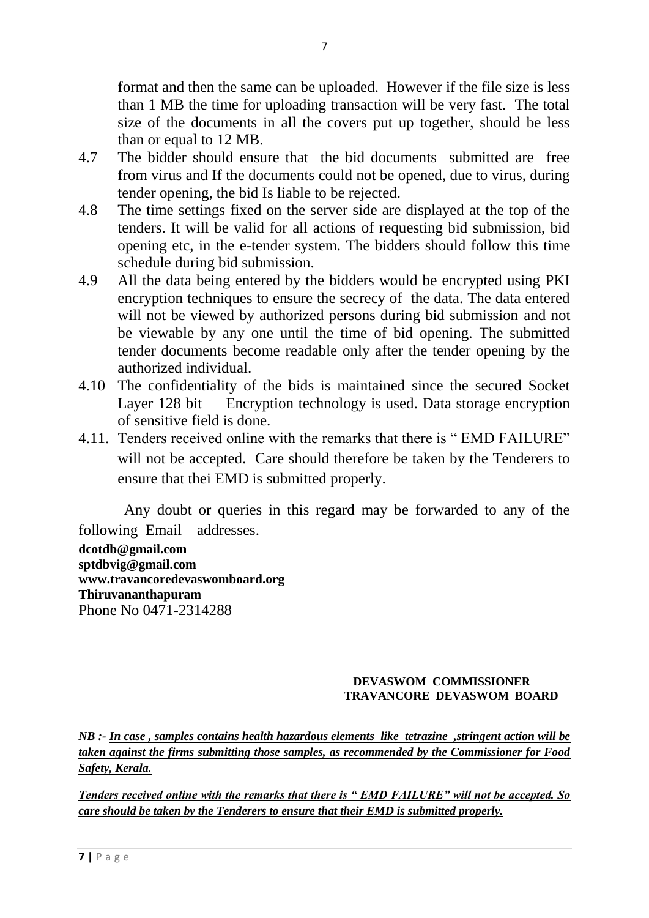format and then the same can be uploaded. However if the file size is less than 1 MB the time for uploading transaction will be very fast. The total size of the documents in all the covers put up together, should be less than or equal to 12 MB.

4.7 The bidder should ensure that the bid documents submitted are free from virus and If the documents could not be opened, due to virus, during tender opening, the bid Is liable to be rejected.

4.8 The time settings fixed on the server side are displayed at the top of the tenders. It will be valid for all actions of requesting bid submission, bid opening etc, in the e-tender system. The bidders should follow this time schedule during bid submission.

4.9 All the data being entered by the bidders would be encrypted using PKI encryption techniques to ensure the secrecy of the data. The data entered will not be viewed by authorized persons during bid submission and not be viewable by any one until the time of bid opening. The submitted tender documents become readable only after the tender opening by the authorized individual.

4.10 The confidentiality of the bids is maintained since the secured Socket Layer 128 bit Encryption technology is used. Data storage encryption of sensitive field is done.

4.11. Tenders received online with the remarks that there is " EMD FAILURE" will not be accepted. Care should therefore be taken by the Tenderers to ensure that thei EMD is submitted properly.

Any doubt or queries in this regard may be forwarded to any of the following Email addresses.

**dcotdb@gmail.com**
**sptdbvig@gmail.com**
**www.travancoredevaswomboard.org**
**Thiruvananthapuram**
Phone No 0471-2314288

**DEVASWOM COMMISSIONER**
**TRAVANCORE DEVASWOM BOARD**

***NB :- In case , samples contains health hazardous elements like tetrazine ,stringent action will be taken against the firms submitting those samples, as recommended by the Commissioner for Food Safety, Kerala.***

***Tenders received online with the remarks that there is " EMD FAILURE" will not be accepted. So care should be taken by the Tenderers to ensure that their EMD is submitted properly.***